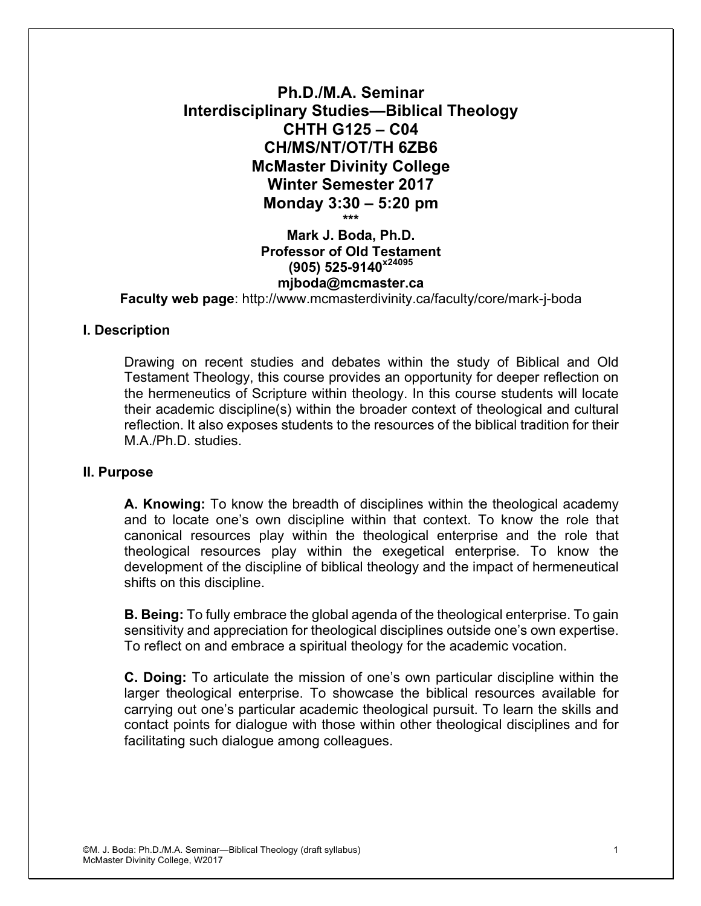# Ph.D./M.A. Seminar
# Interdisciplinary Studies—Biblical Theology
# CHTH G125 – C04
# CH/MS/NT/OT/TH 6ZB6
# McMaster Divinity College
# Winter Semester 2017
# Monday 3:30 – 5:20 pm

***

**Mark J. Boda, Ph.D.**
**Professor of Old Testament**
**(905) 525-9140 x24095**
**mjboda@mcmaster.ca**

**Faculty web page**: http://www.mcmasterdivinity.ca/faculty/core/mark-j-boda

## I. Description

Drawing on recent studies and debates within the study of Biblical and Old Testament Theology, this course provides an opportunity for deeper reflection on the hermeneutics of Scripture within theology. In this course students will locate their academic discipline(s) within the broader context of theological and cultural reflection. It also exposes students to the resources of the biblical tradition for their M.A./Ph.D. studies.

## II. Purpose

**A. Knowing:** To know the breadth of disciplines within the theological academy and to locate one's own discipline within that context. To know the role that canonical resources play within the theological enterprise and the role that theological resources play within the exegetical enterprise. To know the development of the discipline of biblical theology and the impact of hermeneutical shifts on this discipline.

**B. Being:** To fully embrace the global agenda of the theological enterprise. To gain sensitivity and appreciation for theological disciplines outside one's own expertise. To reflect on and embrace a spiritual theology for the academic vocation.

**C. Doing:** To articulate the mission of one's own particular discipline within the larger theological enterprise. To showcase the biblical resources available for carrying out one's particular academic theological pursuit. To learn the skills and contact points for dialogue with those within other theological disciplines and for facilitating such dialogue among colleagues.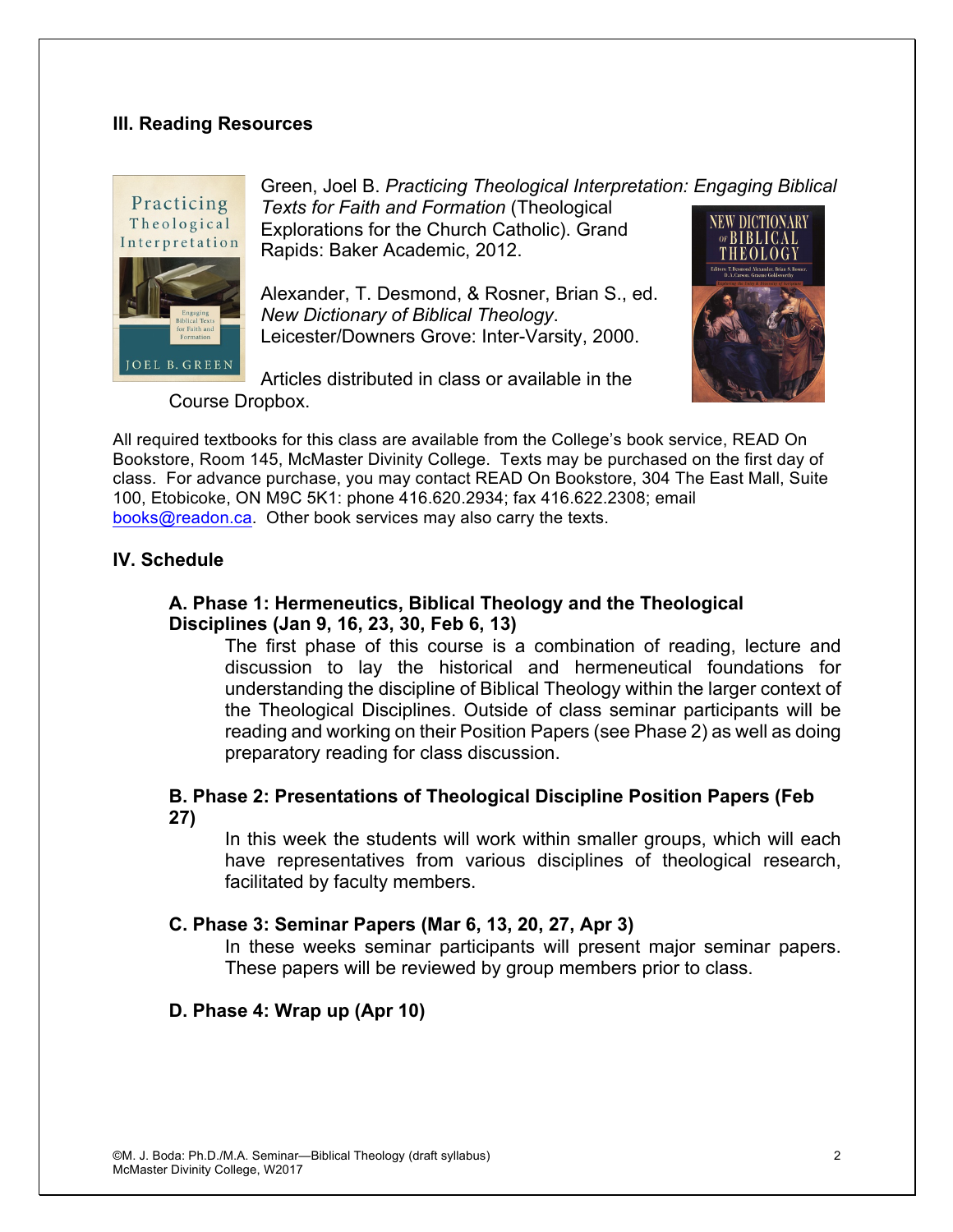## III. Reading Resources

Green, Joel B. *Practicing Theological Interpretation: Engaging Biblical Texts for Faith and Formation* (Theological Explorations for the Church Catholic). Grand Rapids: Baker Academic, 2012.

Alexander, T. Desmond, & Rosner, Brian S., ed. *New Dictionary of Biblical Theology*. Leicester/Downers Grove: Inter-Varsity, 2000.

Articles distributed in class or available in the Course Dropbox.

All required textbooks for this class are available from the College's book service, READ On Bookstore, Room 145, McMaster Divinity College. Texts may be purchased on the first day of class. For advance purchase, you may contact READ On Bookstore, 304 The East Mall, Suite 100, Etobicoke, ON M9C 5K1: phone 416.620.2934; fax 416.622.2308; email books@readon.ca. Other book services may also carry the texts.

## IV. Schedule

### A. Phase 1: Hermeneutics, Biblical Theology and the Theological Disciplines (Jan 9, 16, 23, 30, Feb 6, 13)

The first phase of this course is a combination of reading, lecture and discussion to lay the historical and hermeneutical foundations for understanding the discipline of Biblical Theology within the larger context of the Theological Disciplines. Outside of class seminar participants will be reading and working on their Position Papers (see Phase 2) as well as doing preparatory reading for class discussion.

### B. Phase 2: Presentations of Theological Discipline Position Papers (Feb 27)

In this week the students will work within smaller groups, which will each have representatives from various disciplines of theological research, facilitated by faculty members.

### C. Phase 3: Seminar Papers (Mar 6, 13, 20, 27, Apr 3)

In these weeks seminar participants will present major seminar papers. These papers will be reviewed by group members prior to class.

### D. Phase 4: Wrap up (Apr 10)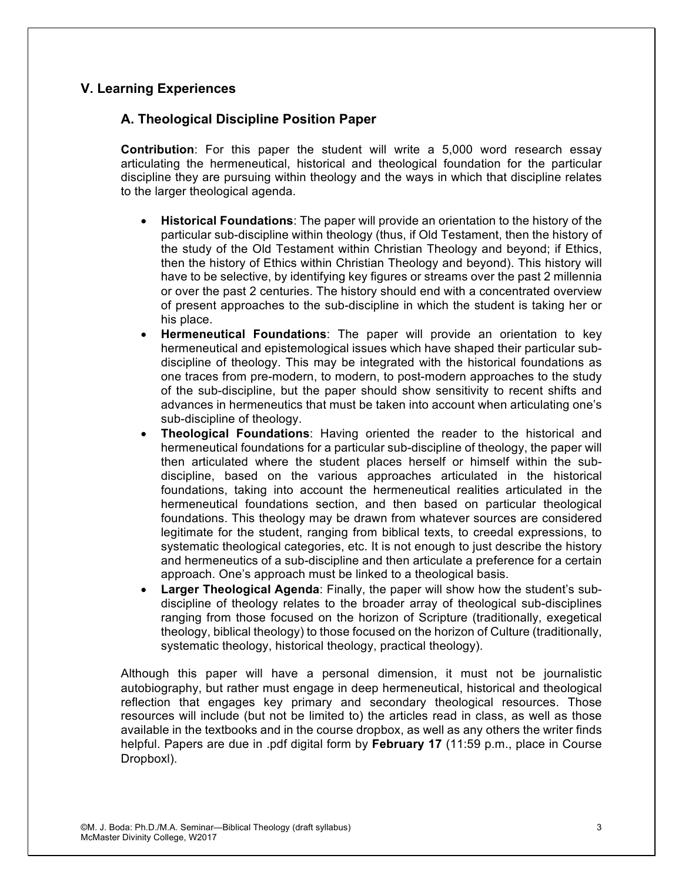## V. Learning Experiences

### A. Theological Discipline Position Paper

**Contribution**: For this paper the student will write a 5,000 word research essay articulating the hermeneutical, historical and theological foundation for the particular discipline they are pursuing within theology and the ways in which that discipline relates to the larger theological agenda.

- **Historical Foundations**: The paper will provide an orientation to the history of the particular sub-discipline within theology (thus, if Old Testament, then the history of the study of the Old Testament within Christian Theology and beyond; if Ethics, then the history of Ethics within Christian Theology and beyond). This history will have to be selective, by identifying key figures or streams over the past 2 millennia or over the past 2 centuries. The history should end with a concentrated overview of present approaches to the sub-discipline in which the student is taking her or his place.
- **Hermeneutical Foundations**: The paper will provide an orientation to key hermeneutical and epistemological issues which have shaped their particular sub-discipline of theology. This may be integrated with the historical foundations as one traces from pre-modern, to modern, to post-modern approaches to the study of the sub-discipline, but the paper should show sensitivity to recent shifts and advances in hermeneutics that must be taken into account when articulating one's sub-discipline of theology.
- **Theological Foundations**: Having oriented the reader to the historical and hermeneutical foundations for a particular sub-discipline of theology, the paper will then articulated where the student places herself or himself within the sub-discipline, based on the various approaches articulated in the historical foundations, taking into account the hermeneutical realities articulated in the hermeneutical foundations section, and then based on particular theological foundations. This theology may be drawn from whatever sources are considered legitimate for the student, ranging from biblical texts, to creedal expressions, to systematic theological categories, etc. It is not enough to just describe the history and hermeneutics of a sub-discipline and then articulate a preference for a certain approach. One's approach must be linked to a theological basis.
- **Larger Theological Agenda**: Finally, the paper will show how the student's sub-discipline of theology relates to the broader array of theological sub-disciplines ranging from those focused on the horizon of Scripture (traditionally, exegetical theology, biblical theology) to those focused on the horizon of Culture (traditionally, systematic theology, historical theology, practical theology).

Although this paper will have a personal dimension, it must not be journalistic autobiography, but rather must engage in deep hermeneutical, historical and theological reflection that engages key primary and secondary theological resources. Those resources will include (but not be limited to) the articles read in class, as well as those available in the textbooks and in the course dropbox, as well as any others the writer finds helpful. Papers are due in .pdf digital form by **February 17** (11:59 p.m., place in Course Dropboxl).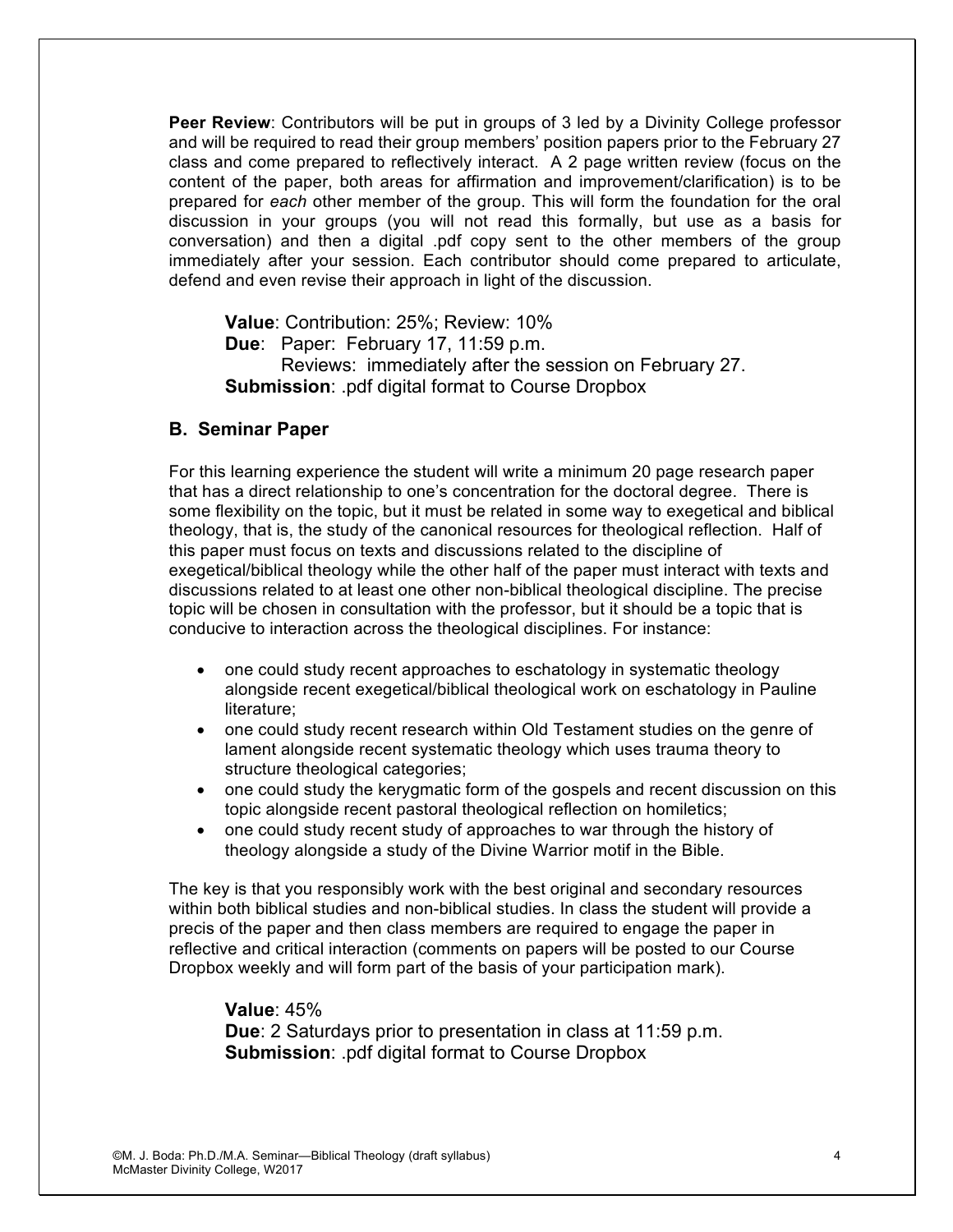**Peer Review**: Contributors will be put in groups of 3 led by a Divinity College professor and will be required to read their group members' position papers prior to the February 27 class and come prepared to reflectively interact. A 2 page written review (focus on the content of the paper, both areas for affirmation and improvement/clarification) is to be prepared for *each* other member of the group. This will form the foundation for the oral discussion in your groups (you will not read this formally, but use as a basis for conversation) and then a digital .pdf copy sent to the other members of the group immediately after your session. Each contributor should come prepared to articulate, defend and even revise their approach in light of the discussion.

**Value**: Contribution: 25%; Review: 10%
**Due**: Paper: February 17, 11:59 p.m.
Reviews: immediately after the session on February 27.
**Submission**: .pdf digital format to Course Dropbox

### B. Seminar Paper

For this learning experience the student will write a minimum 20 page research paper that has a direct relationship to one's concentration for the doctoral degree. There is some flexibility on the topic, but it must be related in some way to exegetical and biblical theology, that is, the study of the canonical resources for theological reflection. Half of this paper must focus on texts and discussions related to the discipline of exegetical/biblical theology while the other half of the paper must interact with texts and discussions related to at least one other non-biblical theological discipline. The precise topic will be chosen in consultation with the professor, but it should be a topic that is conducive to interaction across the theological disciplines. For instance:

- one could study recent approaches to eschatology in systematic theology alongside recent exegetical/biblical theological work on eschatology in Pauline literature;
- one could study recent research within Old Testament studies on the genre of lament alongside recent systematic theology which uses trauma theory to structure theological categories;
- one could study the kerygmatic form of the gospels and recent discussion on this topic alongside recent pastoral theological reflection on homiletics;
- one could study recent study of approaches to war through the history of theology alongside a study of the Divine Warrior motif in the Bible.

The key is that you responsibly work with the best original and secondary resources within both biblical studies and non-biblical studies. In class the student will provide a precis of the paper and then class members are required to engage the paper in reflective and critical interaction (comments on papers will be posted to our Course Dropbox weekly and will form part of the basis of your participation mark).

**Value**: 45%
**Due**: 2 Saturdays prior to presentation in class at 11:59 p.m.
**Submission**: .pdf digital format to Course Dropbox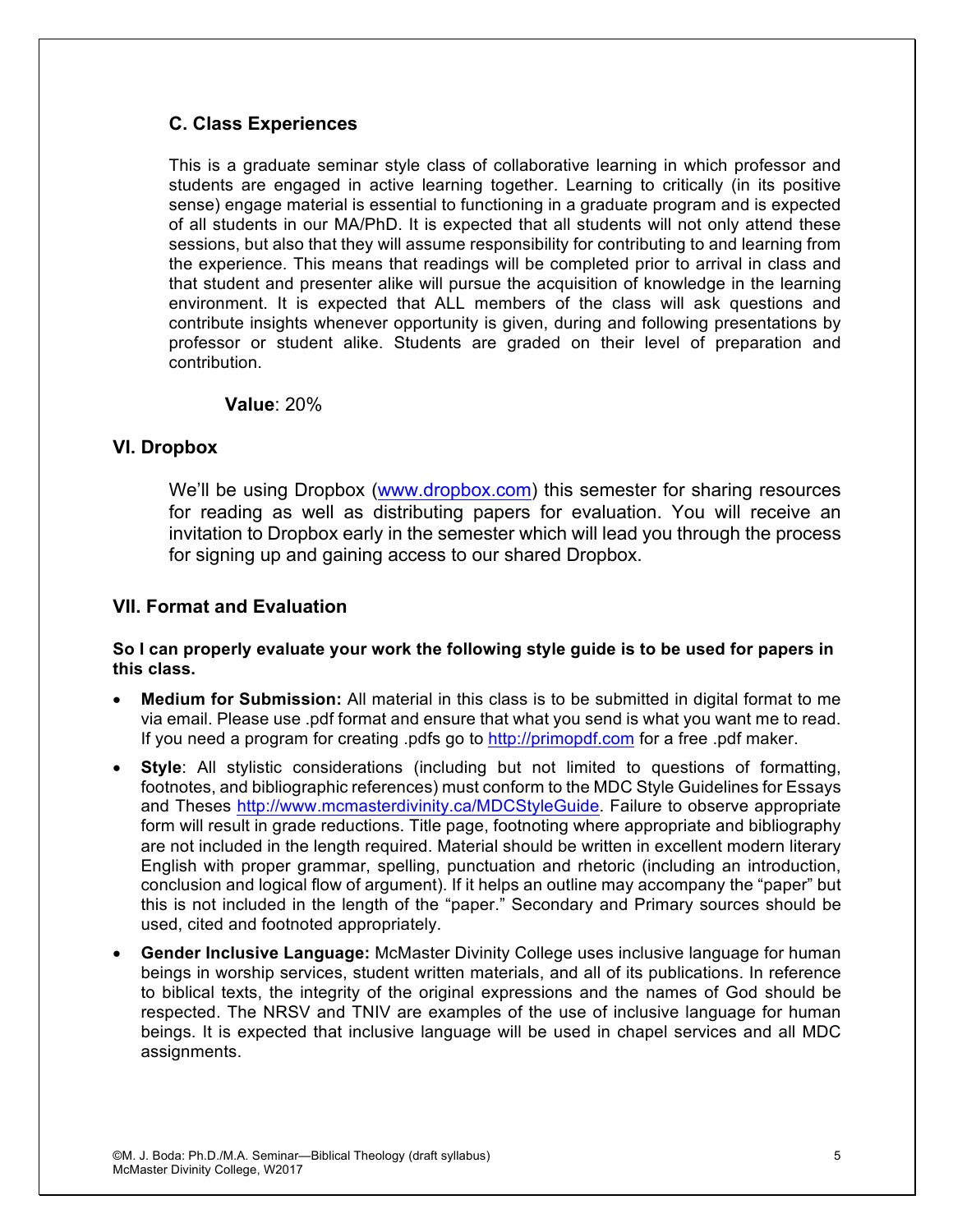### C. Class Experiences

This is a graduate seminar style class of collaborative learning in which professor and students are engaged in active learning together. Learning to critically (in its positive sense) engage material is essential to functioning in a graduate program and is expected of all students in our MA/PhD. It is expected that all students will not only attend these sessions, but also that they will assume responsibility for contributing to and learning from the experience. This means that readings will be completed prior to arrival in class and that student and presenter alike will pursue the acquisition of knowledge in the learning environment. It is expected that ALL members of the class will ask questions and contribute insights whenever opportunity is given, during and following presentations by professor or student alike. Students are graded on their level of preparation and contribution.

**Value**: 20%

## VI. Dropbox

We'll be using Dropbox (www.dropbox.com) this semester for sharing resources for reading as well as distributing papers for evaluation. You will receive an invitation to Dropbox early in the semester which will lead you through the process for signing up and gaining access to our shared Dropbox.

## VII. Format and Evaluation

**So I can properly evaluate your work the following style guide is to be used for papers in this class.**

- **Medium for Submission:** All material in this class is to be submitted in digital format to me via email. Please use .pdf format and ensure that what you send is what you want me to read. If you need a program for creating .pdfs go to http://primopdf.com for a free .pdf maker.
- **Style**: All stylistic considerations (including but not limited to questions of formatting, footnotes, and bibliographic references) must conform to the MDC Style Guidelines for Essays and Theses http://www.mcmasterdivinity.ca/MDCStyleGuide. Failure to observe appropriate form will result in grade reductions. Title page, footnoting where appropriate and bibliography are not included in the length required. Material should be written in excellent modern literary English with proper grammar, spelling, punctuation and rhetoric (including an introduction, conclusion and logical flow of argument). If it helps an outline may accompany the "paper" but this is not included in the length of the "paper." Secondary and Primary sources should be used, cited and footnoted appropriately.
- **Gender Inclusive Language:** McMaster Divinity College uses inclusive language for human beings in worship services, student written materials, and all of its publications. In reference to biblical texts, the integrity of the original expressions and the names of God should be respected. The NRSV and TNIV are examples of the use of inclusive language for human beings. It is expected that inclusive language will be used in chapel services and all MDC assignments.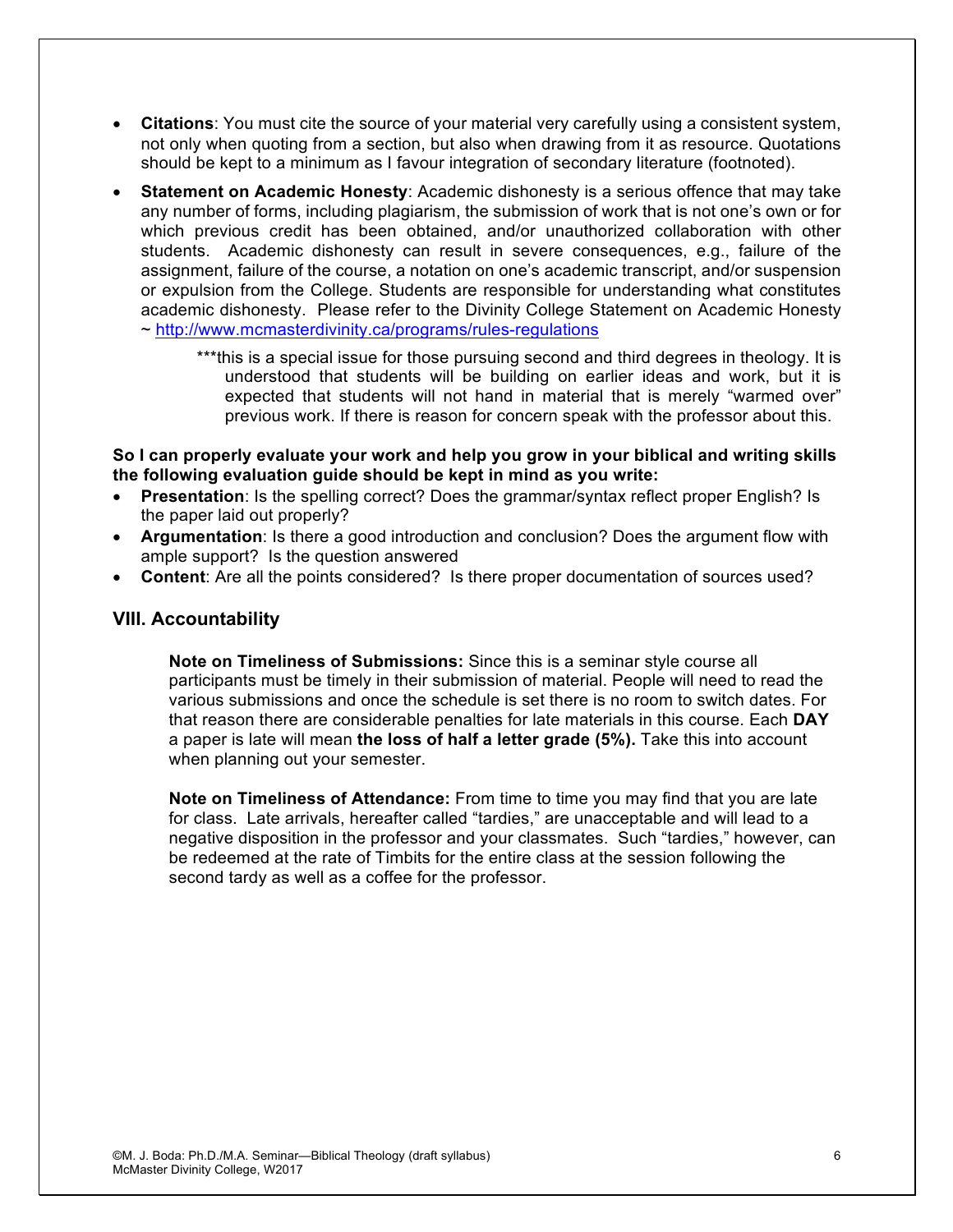- **Citations**: You must cite the source of your material very carefully using a consistent system, not only when quoting from a section, but also when drawing from it as resource. Quotations should be kept to a minimum as I favour integration of secondary literature (footnoted).
- **Statement on Academic Honesty**: Academic dishonesty is a serious offence that may take any number of forms, including plagiarism, the submission of work that is not one's own or for which previous credit has been obtained, and/or unauthorized collaboration with other students. Academic dishonesty can result in severe consequences, e.g., failure of the assignment, failure of the course, a notation on one's academic transcript, and/or suspension or expulsion from the College. Students are responsible for understanding what constitutes academic dishonesty. Please refer to the Divinity College Statement on Academic Honesty ~ http://www.mcmasterdivinity.ca/programs/rules-regulations

  ***this is a special issue for those pursuing second and third degrees in theology. It is understood that students will be building on earlier ideas and work, but it is expected that students will not hand in material that is merely "warmed over" previous work. If there is reason for concern speak with the professor about this.

**So I can properly evaluate your work and help you grow in your biblical and writing skills the following evaluation guide should be kept in mind as you write:**

- **Presentation**: Is the spelling correct? Does the grammar/syntax reflect proper English? Is the paper laid out properly?
- **Argumentation**: Is there a good introduction and conclusion? Does the argument flow with ample support? Is the question answered
- **Content**: Are all the points considered? Is there proper documentation of sources used?

## VIII. Accountability

**Note on Timeliness of Submissions:** Since this is a seminar style course all participants must be timely in their submission of material. People will need to read the various submissions and once the schedule is set there is no room to switch dates. For that reason there are considerable penalties for late materials in this course. Each **DAY** a paper is late will mean **the loss of half a letter grade (5%).** Take this into account when planning out your semester.

**Note on Timeliness of Attendance:** From time to time you may find that you are late for class. Late arrivals, hereafter called "tardies," are unacceptable and will lead to a negative disposition in the professor and your classmates. Such "tardies," however, can be redeemed at the rate of Timbits for the entire class at the session following the second tardy as well as a coffee for the professor.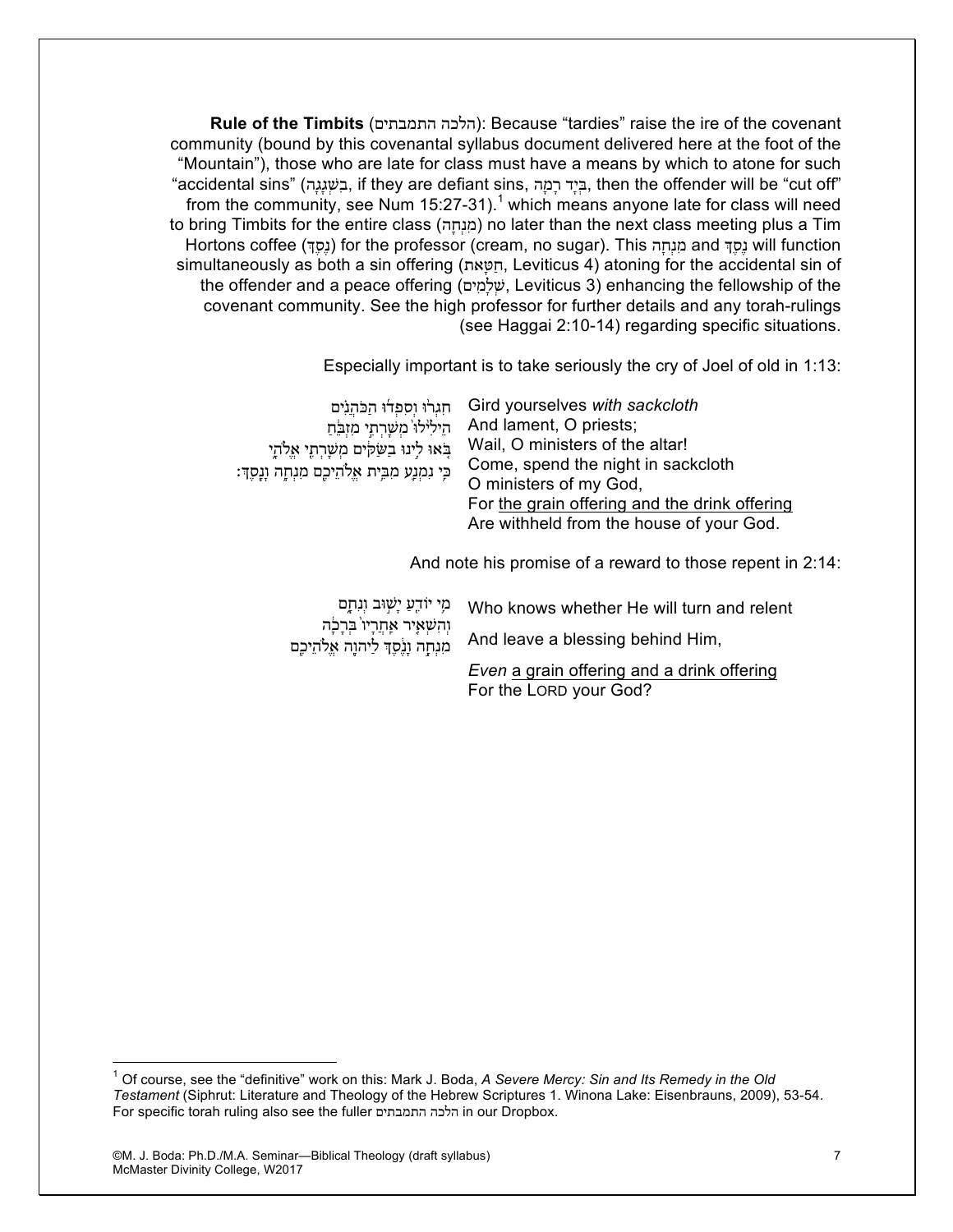**Rule of the Timbits** (הלכה התמבתים): Because "tardies" raise the ire of the covenant community (bound by this covenantal syllabus document delivered here at the foot of the "Mountain"), those who are late for class must have a means by which to atone for such "accidental sins" (בִּשְׁגָגָה, if they are defiant sins, בְּיָד רָמָה, then the offender will be "cut off" from the community, see Num 15:27-31).[1] which means anyone late for class will need to bring Timbits for the entire class (מִנְחָה) no later than the next class meeting plus a Tim Hortons coffee (נֶסֶךְ) for the professor (cream, no sugar). This מִנְחָה and נֶסֶךְ will function simultaneously as both a sin offering (חַטָּאת, Leviticus 4) atoning for the accidental sin of the offender and a peace offering (שְׁלָמִים, Leviticus 3) enhancing the fellowship of the covenant community. See the high professor for further details and any torah-rulings (see Haggai 2:10-14) regarding specific situations.

Especially important is to take seriously the cry of Joel of old in 1:13:

| | |
|---|---|
| חִגְר֨וּ וְסִפְד֜וּ הַכֹּהֲנִ֗ים<br>הֵילִ֙ילוּ֙ מְשָׁרְתֵ֣י מִזְבֵּ֔חַ<br>בֹּ֚אוּ לִ֣ינוּ בַשַּׂקִּ֔ים מְשָׁרְתֵ֖י אֱלֹהָ֑י<br>כִּ֥י נִמְנַ֛ע מִבֵּ֥ית אֱלֹהֵיכֶ֖ם מִנְחָ֥ה וָנָֽסֶךְ׃ | Gird yourselves *with sackcloth*<br>And lament, O priests;<br>Wail, O ministers of the altar!<br>Come, spend the night in sackcloth<br>O ministers of my God,<br>For <u>the grain offering and the drink offering</u><br>Are withheld from the house of your God. |

And note his promise of a reward to those repent in 2:14:

| | |
|---|---|
| מִ֥י יוֹדֵ֖עַ יָשׁ֣וּב וְנִחָ֑ם<br>וְהִשְׁאִ֤יר אַחֲרָיו֙ בְּרָכָ֔ה<br>מִנְחָ֣ה וָנֶ֔סֶךְ לַיהוָ֖ה אֱלֹהֵיכֶֽם | Who knows whether He will turn and relent<br>And leave a blessing behind Him,<br>*Even* <u>a grain offering and a drink offering</u><br>For the LORD your God? |

[1] Of course, see the "definitive" work on this: Mark J. Boda, *A Severe Mercy: Sin and Its Remedy in the Old Testament* (Siphrut: Literature and Theology of the Hebrew Scriptures 1. Winona Lake: Eisenbrauns, 2009), 53-54. For specific torah ruling also see the fuller הלכה התמבתים in our Dropbox.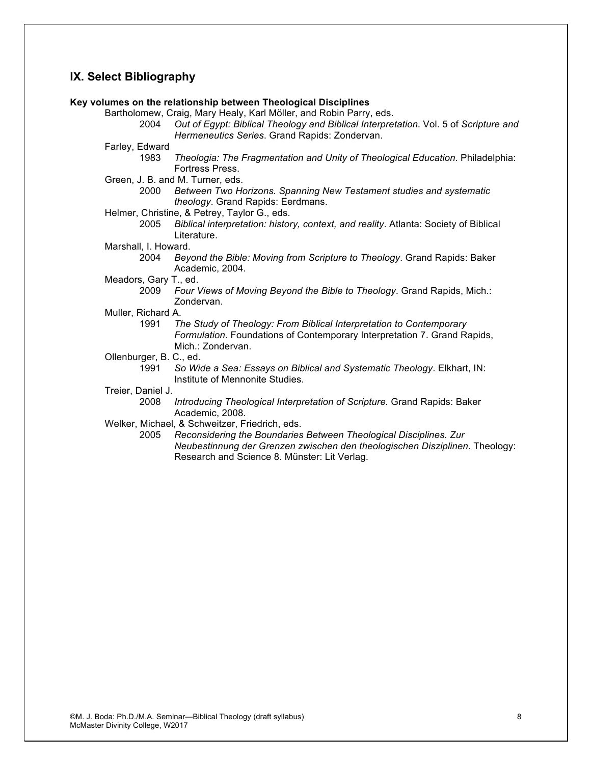## IX. Select Bibliography

**Key volumes on the relationship between Theological Disciplines**

Bartholomew, Craig, Mary Healy, Karl Möller, and Robin Parry, eds.
: 2004 *Out of Egypt: Biblical Theology and Biblical Interpretation*. Vol. 5 of *Scripture and Hermeneutics Series*. Grand Rapids: Zondervan.

Farley, Edward
: 1983 *Theologia: The Fragmentation and Unity of Theological Education*. Philadelphia: Fortress Press.

Green, J. B. and M. Turner, eds.
: 2000 *Between Two Horizons. Spanning New Testament studies and systematic theology*. Grand Rapids: Eerdmans.

Helmer, Christine, & Petrey, Taylor G., eds.
: 2005 *Biblical interpretation: history, context, and reality*. Atlanta: Society of Biblical Literature.

Marshall, I. Howard.
: 2004 *Beyond the Bible: Moving from Scripture to Theology*. Grand Rapids: Baker Academic, 2004.

Meadors, Gary T., ed.
: 2009 *Four Views of Moving Beyond the Bible to Theology*. Grand Rapids, Mich.: Zondervan.

Muller, Richard A.
: 1991 *The Study of Theology: From Biblical Interpretation to Contemporary Formulation*. Foundations of Contemporary Interpretation 7. Grand Rapids, Mich.: Zondervan.

Ollenburger, B. C., ed.
: 1991 *So Wide a Sea: Essays on Biblical and Systematic Theology*. Elkhart, IN: Institute of Mennonite Studies.

Treier, Daniel J.
: 2008 *Introducing Theological Interpretation of Scripture.* Grand Rapids: Baker Academic, 2008.

Welker, Michael, & Schweitzer, Friedrich, eds.
: 2005 *Reconsidering the Boundaries Between Theological Disciplines. Zur Neubestinnung der Grenzen zwischen den theologischen Disziplinen.* Theology: Research and Science 8. Münster: Lit Verlag.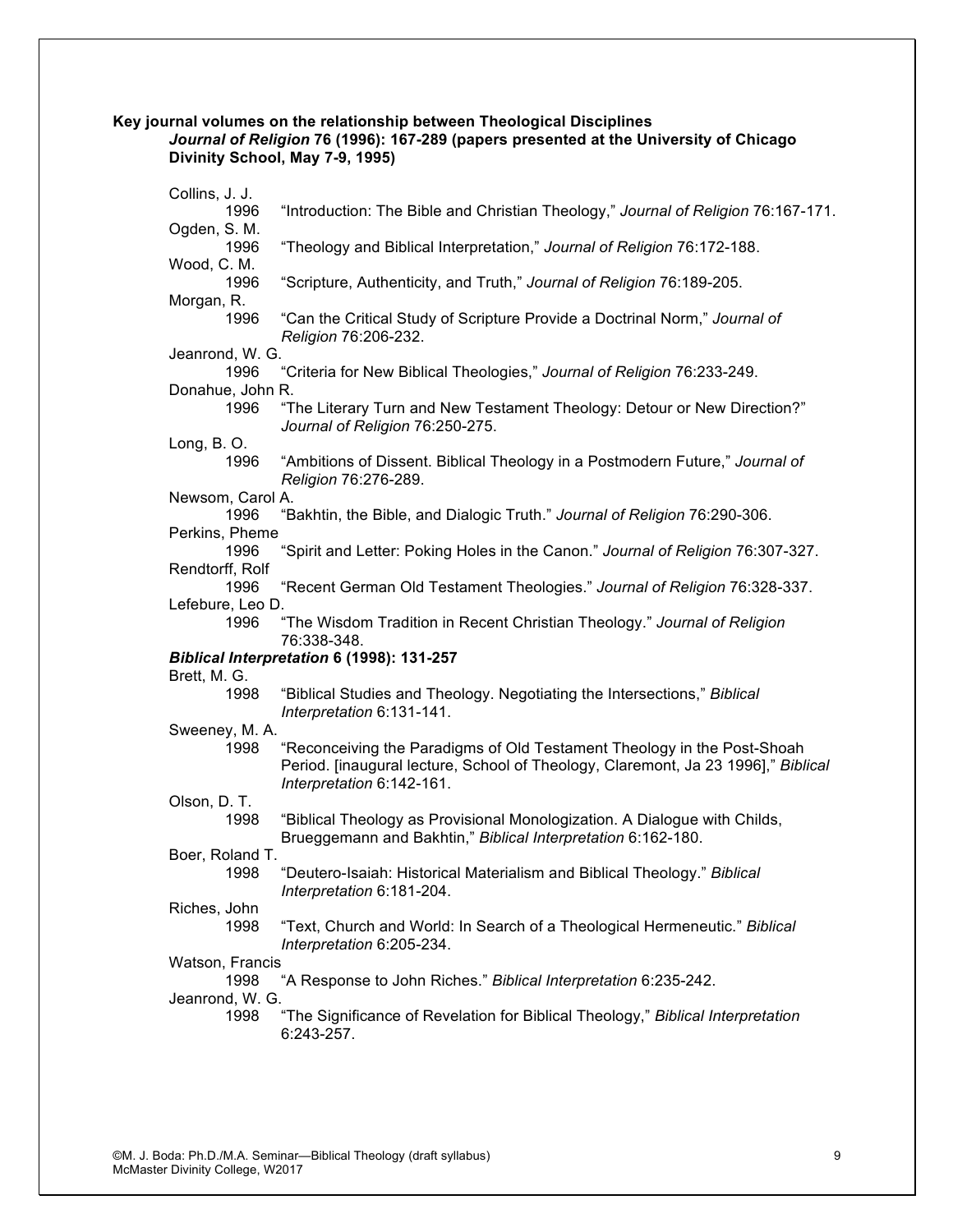**Key journal volumes on the relationship between Theological Disciplines**

***Journal of Religion* 76 (1996): 167-289 (papers presented at the University of Chicago Divinity School, May 7-9, 1995)**

Collins, J. J.
1996 "Introduction: The Bible and Christian Theology," *Journal of Religion* 76:167-171.

Ogden, S. M.
1996 "Theology and Biblical Interpretation," *Journal of Religion* 76:172-188.

Wood, C. M.
1996 "Scripture, Authenticity, and Truth," *Journal of Religion* 76:189-205.

Morgan, R.
1996 "Can the Critical Study of Scripture Provide a Doctrinal Norm," *Journal of Religion* 76:206-232.

Jeanrond, W. G.
1996 "Criteria for New Biblical Theologies," *Journal of Religion* 76:233-249.

Donahue, John R.
1996 "The Literary Turn and New Testament Theology: Detour or New Direction?" *Journal of Religion* 76:250-275.

Long, B. O.
1996 "Ambitions of Dissent. Biblical Theology in a Postmodern Future," *Journal of Religion* 76:276-289.

Newsom, Carol A.
1996 "Bakhtin, the Bible, and Dialogic Truth." *Journal of Religion* 76:290-306.

Perkins, Pheme
1996 "Spirit and Letter: Poking Holes in the Canon." *Journal of Religion* 76:307-327.

Rendtorff, Rolf
1996 "Recent German Old Testament Theologies." *Journal of Religion* 76:328-337.

Lefebure, Leo D.
1996 "The Wisdom Tradition in Recent Christian Theology." *Journal of Religion* 76:338-348.

***Biblical Interpretation* 6 (1998): 131-257**

Brett, M. G.
1998 "Biblical Studies and Theology. Negotiating the Intersections," *Biblical Interpretation* 6:131-141.

Sweeney, M. A.
1998 "Reconceiving the Paradigms of Old Testament Theology in the Post-Shoah Period. [inaugural lecture, School of Theology, Claremont, Ja 23 1996]," *Biblical Interpretation* 6:142-161.

Olson, D. T.
1998 "Biblical Theology as Provisional Monologization. A Dialogue with Childs, Brueggemann and Bakhtin," *Biblical Interpretation* 6:162-180.

Boer, Roland T.
1998 "Deutero-Isaiah: Historical Materialism and Biblical Theology." *Biblical Interpretation* 6:181-204.

Riches, John
1998 "Text, Church and World: In Search of a Theological Hermeneutic." *Biblical Interpretation* 6:205-234.

Watson, Francis
1998 "A Response to John Riches." *Biblical Interpretation* 6:235-242.

Jeanrond, W. G.
1998 "The Significance of Revelation for Biblical Theology," *Biblical Interpretation* 6:243-257.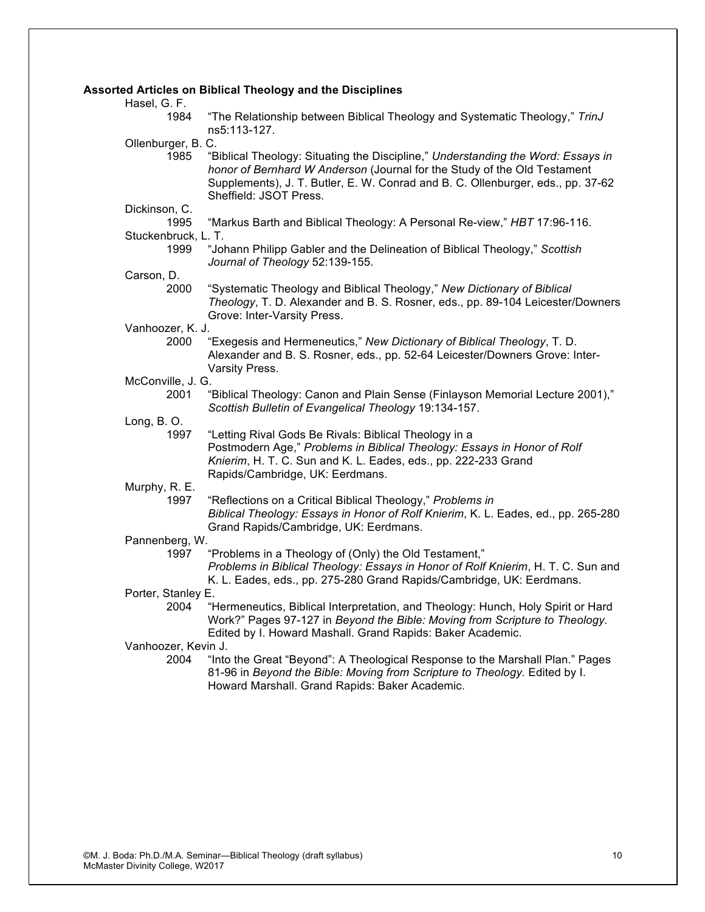**Assorted Articles on Biblical Theology and the Disciplines**

Hasel, G. F.

1984 "The Relationship between Biblical Theology and Systematic Theology," *TrinJ* ns5:113-127.

Ollenburger, B. C.

1985 "Biblical Theology: Situating the Discipline," *Understanding the Word: Essays in honor of Bernhard W Anderson* (Journal for the Study of the Old Testament Supplements), J. T. Butler, E. W. Conrad and B. C. Ollenburger, eds., pp. 37-62 Sheffield: JSOT Press.

Dickinson, C.

1995 "Markus Barth and Biblical Theology: A Personal Re-view," *HBT* 17:96-116.

Stuckenbruck, L. T.

1999 "Johann Philipp Gabler and the Delineation of Biblical Theology," *Scottish Journal of Theology* 52:139-155.

Carson, D.

2000 "Systematic Theology and Biblical Theology," *New Dictionary of Biblical Theology*, T. D. Alexander and B. S. Rosner, eds., pp. 89-104 Leicester/Downers Grove: Inter-Varsity Press.

Vanhoozer, K. J.

2000 "Exegesis and Hermeneutics," *New Dictionary of Biblical Theology*, T. D. Alexander and B. S. Rosner, eds., pp. 52-64 Leicester/Downers Grove: Inter-Varsity Press.

McConville, J. G.

2001 "Biblical Theology: Canon and Plain Sense (Finlayson Memorial Lecture 2001)," *Scottish Bulletin of Evangelical Theology* 19:134-157.

Long, B. O.

1997 "Letting Rival Gods Be Rivals: Biblical Theology in a Postmodern Age," *Problems in Biblical Theology: Essays in Honor of Rolf Knierim*, H. T. C. Sun and K. L. Eades, eds., pp. 222-233 Grand Rapids/Cambridge, UK: Eerdmans.

Murphy, R. E.

1997 "Reflections on a Critical Biblical Theology," *Problems in Biblical Theology: Essays in Honor of Rolf Knierim*, K. L. Eades, ed., pp. 265-280 Grand Rapids/Cambridge, UK: Eerdmans.

Pannenberg, W.

1997 "Problems in a Theology of (Only) the Old Testament," *Problems in Biblical Theology: Essays in Honor of Rolf Knierim*, H. T. C. Sun and K. L. Eades, eds., pp. 275-280 Grand Rapids/Cambridge, UK: Eerdmans.

Porter, Stanley E.

2004 "Hermeneutics, Biblical Interpretation, and Theology: Hunch, Holy Spirit or Hard Work?" Pages 97-127 in *Beyond the Bible: Moving from Scripture to Theology.* Edited by I. Howard Mashall. Grand Rapids: Baker Academic.

Vanhoozer, Kevin J.

2004 "Into the Great "Beyond": A Theological Response to the Marshall Plan." Pages 81-96 in *Beyond the Bible: Moving from Scripture to Theology.* Edited by I. Howard Marshall. Grand Rapids: Baker Academic.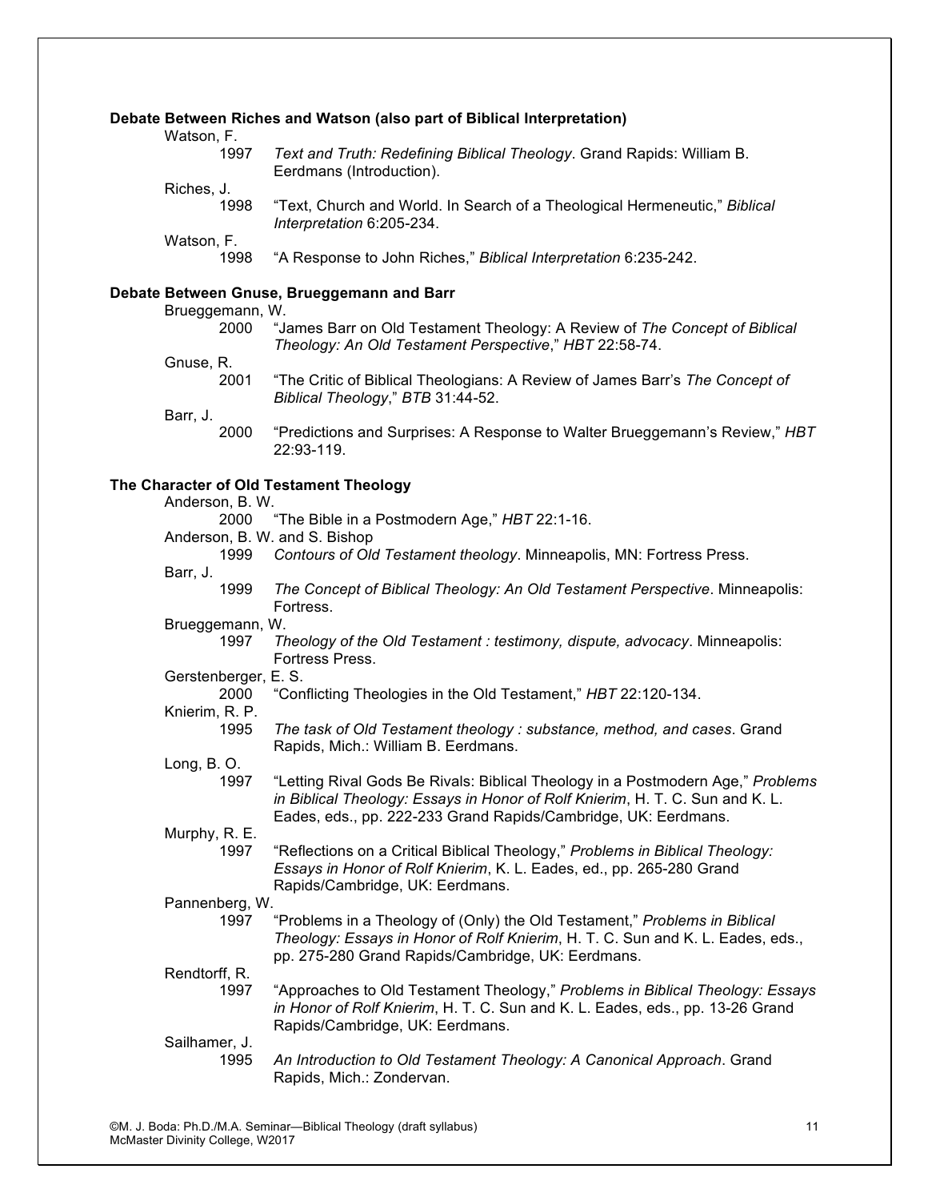**Debate Between Riches and Watson (also part of Biblical Interpretation)**

Watson, F.

1997 *Text and Truth: Redefining Biblical Theology*. Grand Rapids: William B. Eerdmans (Introduction).

Riches, J.

1998 "Text, Church and World. In Search of a Theological Hermeneutic," *Biblical Interpretation* 6:205-234.

Watson, F.

1998 "A Response to John Riches," *Biblical Interpretation* 6:235-242.

**Debate Between Gnuse, Brueggemann and Barr**

Brueggemann, W.

2000 "James Barr on Old Testament Theology: A Review of *The Concept of Biblical Theology: An Old Testament Perspective*," *HBT* 22:58-74.

Gnuse, R.

2001 "The Critic of Biblical Theologians: A Review of James Barr's *The Concept of Biblical Theology*," *BTB* 31:44-52.

Barr, J.

2000 "Predictions and Surprises: A Response to Walter Brueggemann's Review," *HBT* 22:93-119.

**The Character of Old Testament Theology**

Anderson, B. W.

2000 "The Bible in a Postmodern Age," *HBT* 22:1-16.

Anderson, B. W. and S. Bishop

1999 *Contours of Old Testament theology*. Minneapolis, MN: Fortress Press.

Barr, J.

1999 *The Concept of Biblical Theology: An Old Testament Perspective*. Minneapolis: Fortress.

Brueggemann, W.

1997 *Theology of the Old Testament : testimony, dispute, advocacy*. Minneapolis: Fortress Press.

Gerstenberger, E. S.

2000 "Conflicting Theologies in the Old Testament," *HBT* 22:120-134.

Knierim, R. P.

1995 *The task of Old Testament theology : substance, method, and cases*. Grand Rapids, Mich.: William B. Eerdmans.

Long, B. O.

1997 "Letting Rival Gods Be Rivals: Biblical Theology in a Postmodern Age," *Problems in Biblical Theology: Essays in Honor of Rolf Knierim*, H. T. C. Sun and K. L. Eades, eds., pp. 222-233 Grand Rapids/Cambridge, UK: Eerdmans.

Murphy, R. E.

1997 "Reflections on a Critical Biblical Theology," *Problems in Biblical Theology: Essays in Honor of Rolf Knierim*, K. L. Eades, ed., pp. 265-280 Grand Rapids/Cambridge, UK: Eerdmans.

Pannenberg, W.

1997 "Problems in a Theology of (Only) the Old Testament," *Problems in Biblical Theology: Essays in Honor of Rolf Knierim*, H. T. C. Sun and K. L. Eades, eds., pp. 275-280 Grand Rapids/Cambridge, UK: Eerdmans.

Rendtorff, R.

1997 "Approaches to Old Testament Theology," *Problems in Biblical Theology: Essays in Honor of Rolf Knierim*, H. T. C. Sun and K. L. Eades, eds., pp. 13-26 Grand Rapids/Cambridge, UK: Eerdmans.

Sailhamer, J.

1995 *An Introduction to Old Testament Theology: A Canonical Approach*. Grand Rapids, Mich.: Zondervan.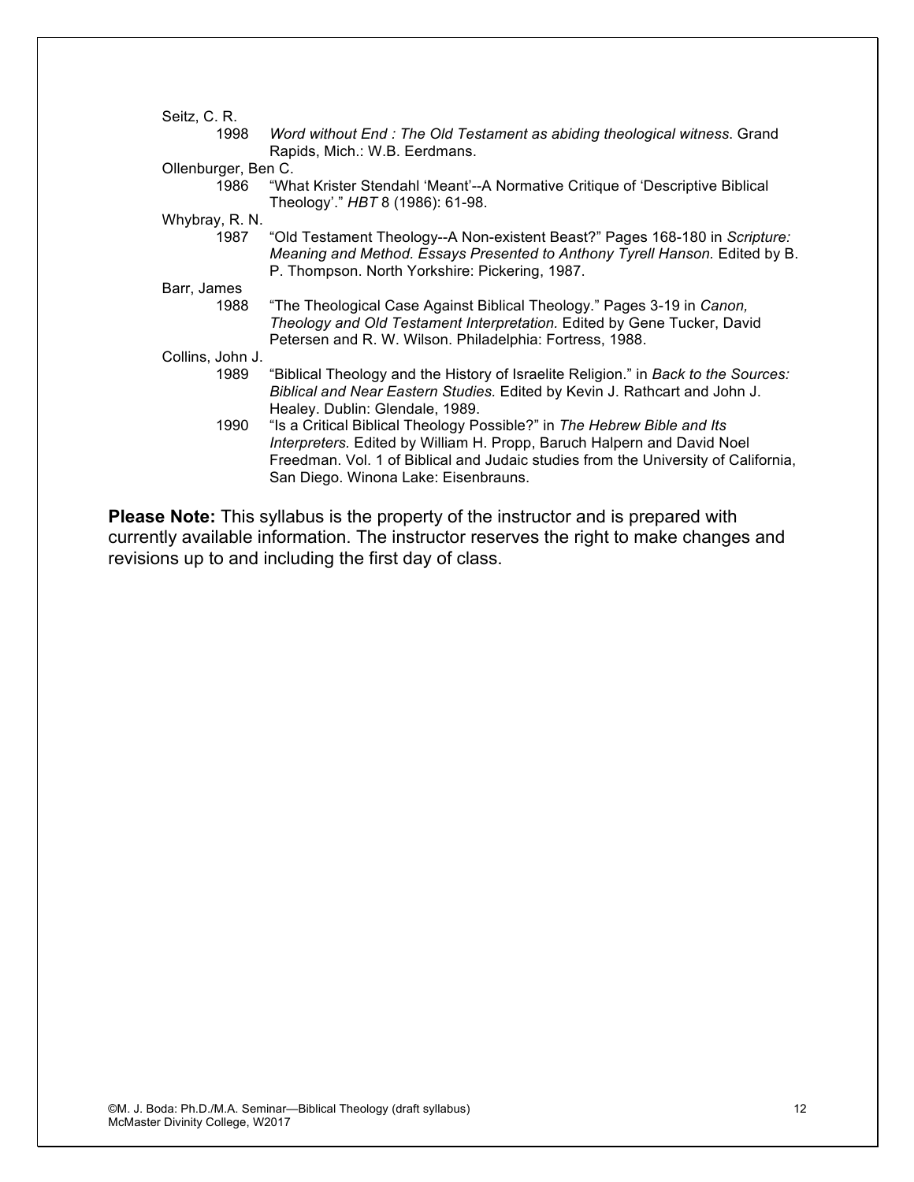Seitz, C. R.

1998 *Word without End : The Old Testament as abiding theological witness*. Grand Rapids, Mich.: W.B. Eerdmans.

Ollenburger, Ben C.

1986 "What Krister Stendahl 'Meant'--A Normative Critique of 'Descriptive Biblical Theology'." *HBT* 8 (1986): 61-98.

Whybray, R. N.

1987 "Old Testament Theology--A Non-existent Beast?" Pages 168-180 in *Scripture: Meaning and Method. Essays Presented to Anthony Tyrell Hanson.* Edited by B. P. Thompson. North Yorkshire: Pickering, 1987.

Barr, James

1988 "The Theological Case Against Biblical Theology." Pages 3-19 in *Canon, Theology and Old Testament Interpretation.* Edited by Gene Tucker, David Petersen and R. W. Wilson. Philadelphia: Fortress, 1988.

Collins, John J.

1989 "Biblical Theology and the History of Israelite Religion." in *Back to the Sources: Biblical and Near Eastern Studies.* Edited by Kevin J. Rathcart and John J. Healey. Dublin: Glendale, 1989.

1990 "Is a Critical Biblical Theology Possible?" in *The Hebrew Bible and Its Interpreters.* Edited by William H. Propp, Baruch Halpern and David Noel Freedman. Vol. 1 of Biblical and Judaic studies from the University of California, San Diego. Winona Lake: Eisenbrauns.

**Please Note:** This syllabus is the property of the instructor and is prepared with currently available information. The instructor reserves the right to make changes and revisions up to and including the first day of class.